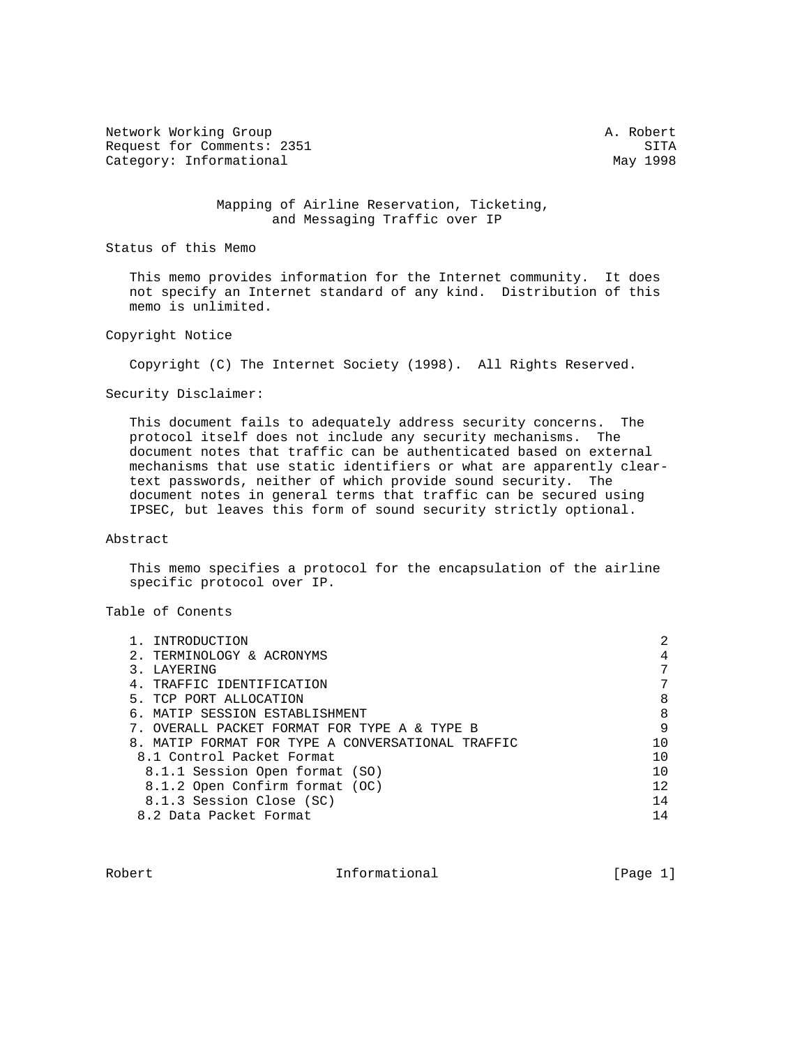Network Working Group A. Robert
Request for Comments: 2351 SITA
Category: Informational May 1998

# Mapping of Airline Reservation, Ticketing, and Messaging Traffic over IP

## Status of this Memo

This memo provides information for the Internet community. It does not specify an Internet standard of any kind. Distribution of this memo is unlimited.

## Copyright Notice

Copyright (C) The Internet Society (1998). All Rights Reserved.

## Security Disclaimer:

This document fails to adequately address security concerns. The protocol itself does not include any security mechanisms. The document notes that traffic can be authenticated based on external mechanisms that use static identifiers or what are apparently clear-text passwords, neither of which provide sound security. The document notes in general terms that traffic can be secured using IPSEC, but leaves this form of sound security strictly optional.

## Abstract

This memo specifies a protocol for the encapsulation of the airline specific protocol over IP.

## Table of Conents

```
   1. INTRODUCTION                                                    2
   2. TERMINOLOGY & ACRONYMS                                          4
   3. LAYERING                                                        7
   4. TRAFFIC IDENTIFICATION                                          7
   5. TCP PORT ALLOCATION                                             8
   6. MATIP SESSION ESTABLISHMENT                                     8
   7. OVERALL PACKET FORMAT FOR TYPE A & TYPE B                       9
   8. MATIP FORMAT FOR TYPE A CONVERSATIONAL TRAFFIC                 10
    8.1 Control Packet Format                                        10
     8.1.1 Session Open format (SO)                                  10
     8.1.2 Open Confirm format (OC)                                  12
     8.1.3 Session Close (SC)                                        14
    8.2 Data Packet Format                                           14
```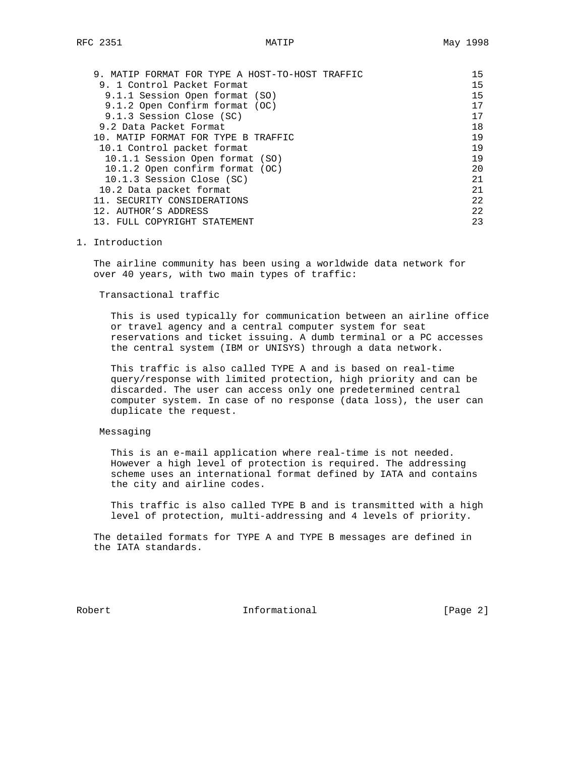| | |
|---|---|
| 9. MATIP FORMAT FOR TYPE A HOST-TO-HOST TRAFFIC | 15 |
| 9. 1 Control Packet Format | 15 |
| 9.1.1 Session Open format (SO) | 15 |
| 9.1.2 Open Confirm format (OC) | 17 |
| 9.1.3 Session Close (SC) | 17 |
| 9.2 Data Packet Format | 18 |
| 10. MATIP FORMAT FOR TYPE B TRAFFIC | 19 |
| 10.1 Control packet format | 19 |
| 10.1.1 Session Open format (SO) | 19 |
| 10.1.2 Open confirm format (OC) | 20 |
| 10.1.3 Session Close (SC) | 21 |
| 10.2 Data packet format | 21 |
| 11. SECURITY CONSIDERATIONS | 22 |
| 12. AUTHOR'S ADDRESS | 22 |
| 13. FULL COPYRIGHT STATEMENT | 23 |

# 1. Introduction

The airline community has been using a worldwide data network for over 40 years, with two main types of traffic:

**Transactional traffic**

This is used typically for communication between an airline office or travel agency and a central computer system for seat reservations and ticket issuing. A dumb terminal or a PC accesses the central system (IBM or UNISYS) through a data network.

This traffic is also called TYPE A and is based on real-time query/response with limited protection, high priority and can be discarded. The user can access only one predetermined central computer system. In case of no response (data loss), the user can duplicate the request.

**Messaging**

This is an e-mail application where real-time is not needed. However a high level of protection is required. The addressing scheme uses an international format defined by IATA and contains the city and airline codes.

This traffic is also called TYPE B and is transmitted with a high level of protection, multi-addressing and 4 levels of priority.

The detailed formats for TYPE A and TYPE B messages are defined in the IATA standards.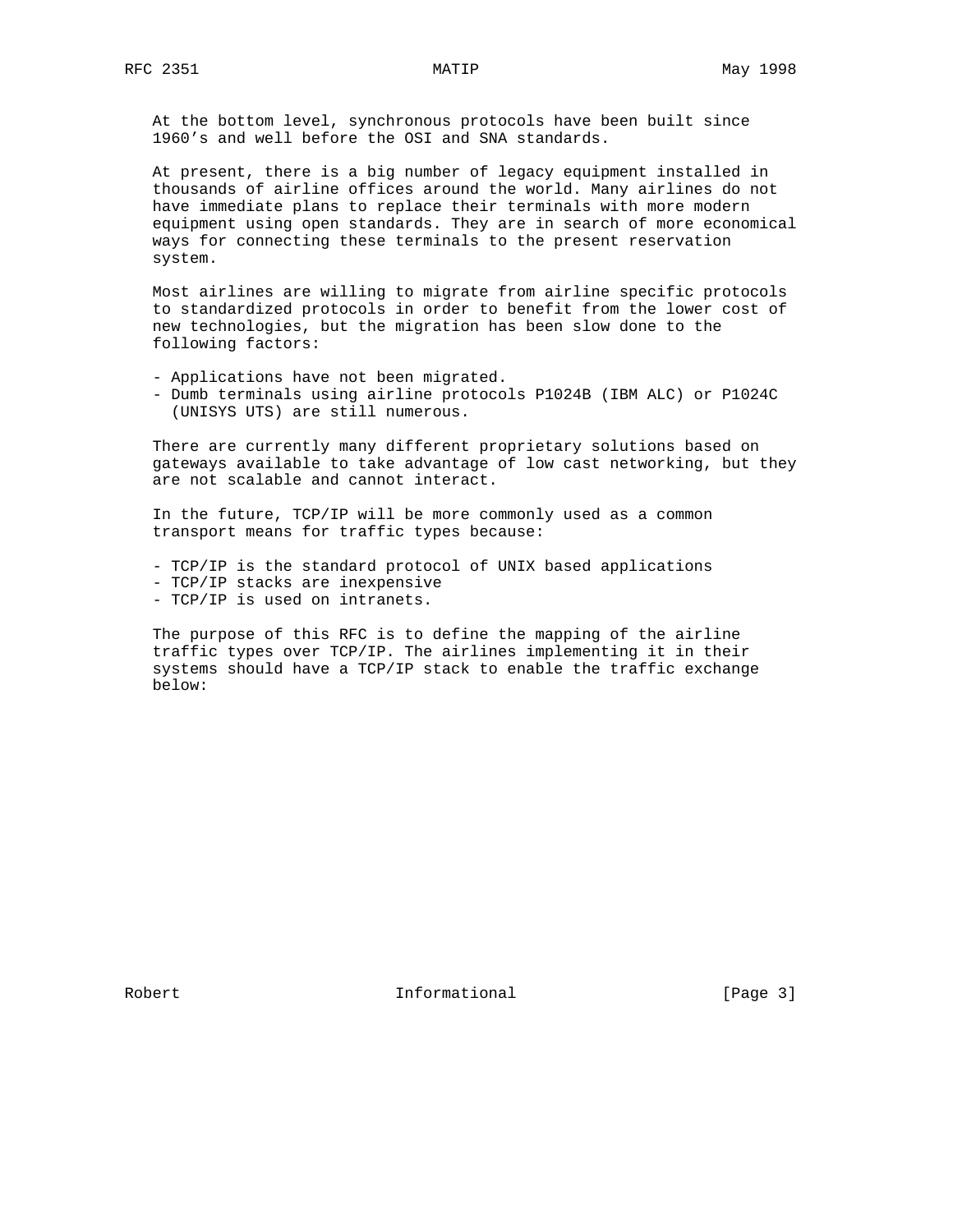At the bottom level, synchronous protocols have been built since 1960's and well before the OSI and SNA standards.

At present, there is a big number of legacy equipment installed in thousands of airline offices around the world. Many airlines do not have immediate plans to replace their terminals with more modern equipment using open standards. They are in search of more economical ways for connecting these terminals to the present reservation system.

Most airlines are willing to migrate from airline specific protocols to standardized protocols in order to benefit from the lower cost of new technologies, but the migration has been slow done to the following factors:

- Applications have not been migrated.
- Dumb terminals using airline protocols P1024B (IBM ALC) or P1024C (UNISYS UTS) are still numerous.

There are currently many different proprietary solutions based on gateways available to take advantage of low cast networking, but they are not scalable and cannot interact.

In the future, TCP/IP will be more commonly used as a common transport means for traffic types because:

- TCP/IP is the standard protocol of UNIX based applications
- TCP/IP stacks are inexpensive
- TCP/IP is used on intranets.

The purpose of this RFC is to define the mapping of the airline traffic types over TCP/IP. The airlines implementing it in their systems should have a TCP/IP stack to enable the traffic exchange below: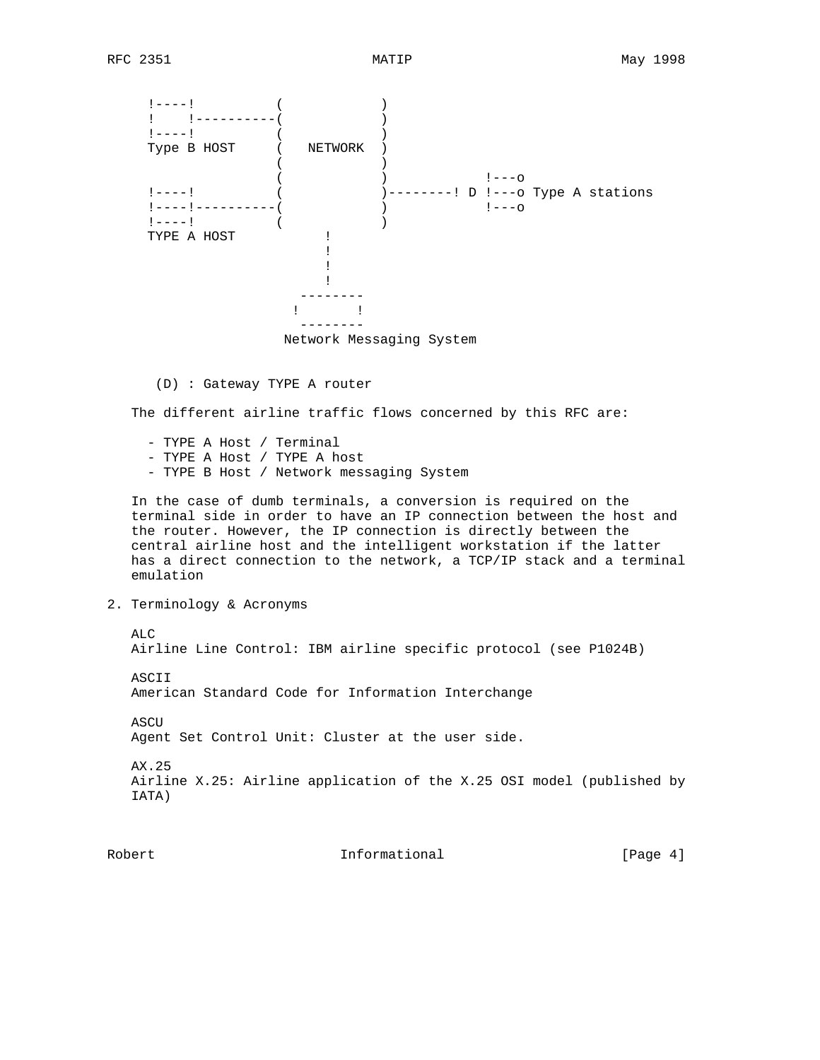```
     !----!          (             )
     !    !----------(             )
     !----!          (             )
     Type B HOST     (   NETWORK  )
                     (             )
                     (             )           !---o
     !----!          (             )--------! D !---o Type A stations
     !----!----------(             )           !---o
     !----!          (             )
     TYPE A HOST           !
                           !
                           !
                           !
                       --------
                      !       !
                       --------
                      Network Messaging System
```

(D) : Gateway TYPE A router

The different airline traffic flows concerned by this RFC are:

- TYPE A Host / Terminal
- TYPE A Host / TYPE A host
- TYPE B Host / Network messaging System

In the case of dumb terminals, a conversion is required on the terminal side in order to have an IP connection between the host and the router. However, the IP connection is directly between the central airline host and the intelligent workstation if the latter has a direct connection to the network, a TCP/IP stack and a terminal emulation

## 2. Terminology & Acronyms

ALC
Airline Line Control: IBM airline specific protocol (see P1024B)

ASCII
American Standard Code for Information Interchange

ASCU
Agent Set Control Unit: Cluster at the user side.

AX.25
Airline X.25: Airline application of the X.25 OSI model (published by IATA)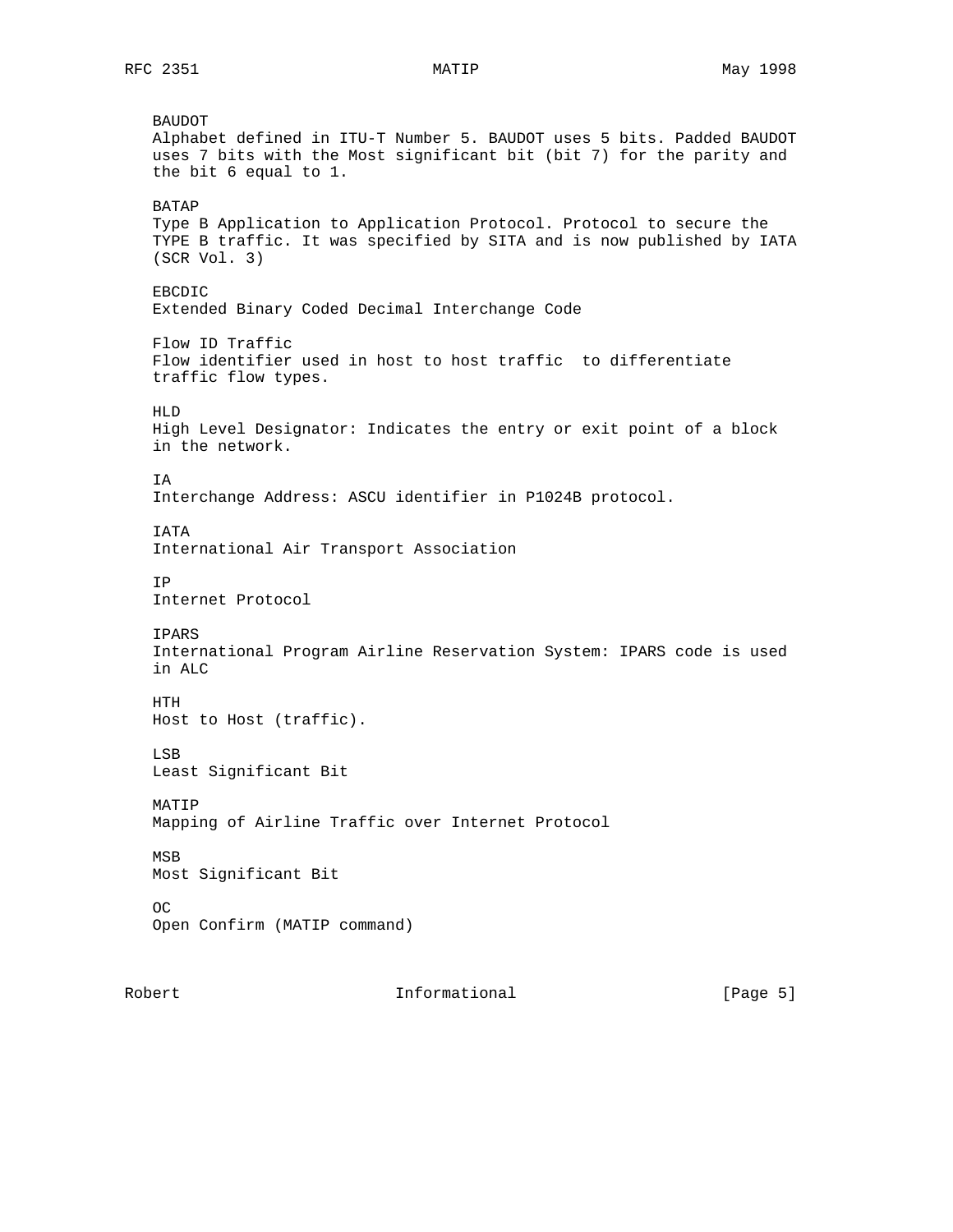BAUDOT
Alphabet defined in ITU-T Number 5. BAUDOT uses 5 bits. Padded BAUDOT uses 7 bits with the Most significant bit (bit 7) for the parity and the bit 6 equal to 1.

BATAP
Type B Application to Application Protocol. Protocol to secure the TYPE B traffic. It was specified by SITA and is now published by IATA (SCR Vol. 3)

EBCDIC
Extended Binary Coded Decimal Interchange Code

Flow ID Traffic
Flow identifier used in host to host traffic  to differentiate traffic flow types.

HLD
High Level Designator: Indicates the entry or exit point of a block in the network.

IA
Interchange Address: ASCU identifier in P1024B protocol.

IATA
International Air Transport Association

IP
Internet Protocol

IPARS
International Program Airline Reservation System: IPARS code is used in ALC

HTH
Host to Host (traffic).

LSB
Least Significant Bit

MATIP
Mapping of Airline Traffic over Internet Protocol

MSB
Most Significant Bit

OC
Open Confirm (MATIP command)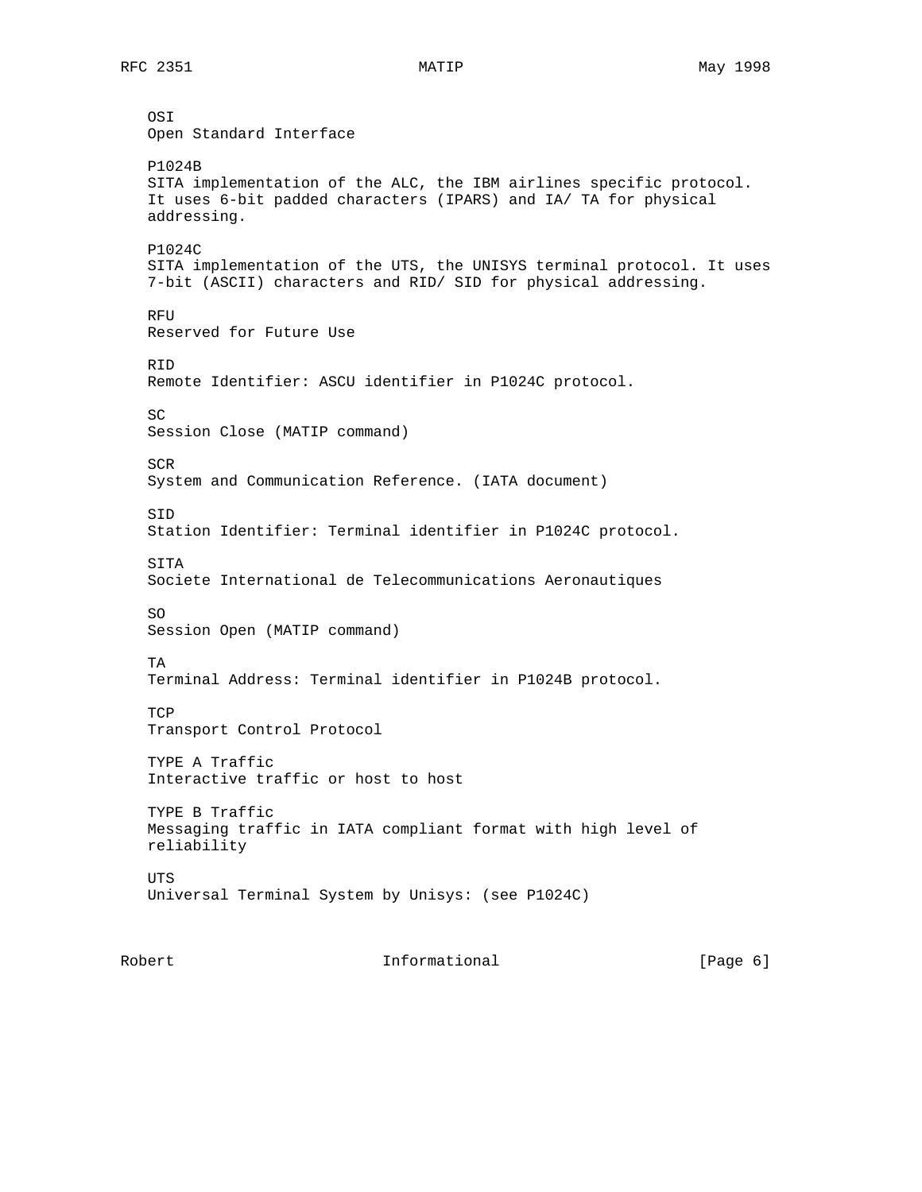OSI
Open Standard Interface

P1024B
SITA implementation of the ALC, the IBM airlines specific protocol. It uses 6-bit padded characters (IPARS) and IA/ TA for physical addressing.

P1024C
SITA implementation of the UTS, the UNISYS terminal protocol. It uses 7-bit (ASCII) characters and RID/ SID for physical addressing.

RFU
Reserved for Future Use

RID
Remote Identifier: ASCU identifier in P1024C protocol.

SC
Session Close (MATIP command)

SCR
System and Communication Reference. (IATA document)

SID
Station Identifier: Terminal identifier in P1024C protocol.

SITA
Societe International de Telecommunications Aeronautiques

SO
Session Open (MATIP command)

TA
Terminal Address: Terminal identifier in P1024B protocol.

TCP
Transport Control Protocol

TYPE A Traffic
Interactive traffic or host to host

TYPE B Traffic
Messaging traffic in IATA compliant format with high level of reliability

UTS
Universal Terminal System by Unisys: (see P1024C)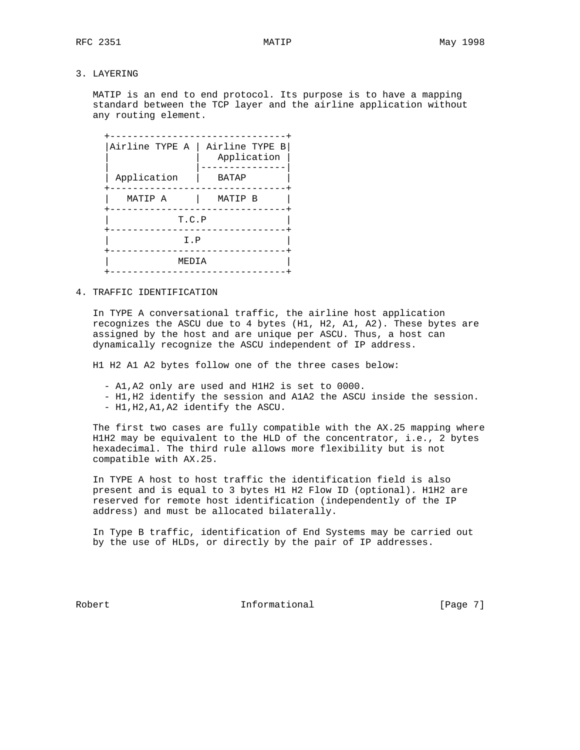## 3. LAYERING

MATIP is an end to end protocol. Its purpose is to have a mapping standard between the TCP layer and the airline application without any routing element.

```
 +-------------------------------+
 |Airline TYPE A | Airline TYPE B|
 |               |   Application |
 |               |---------------|
 | Application   |   BATAP       |
 +-------------------------------+
 |   MATIP A     |   MATIP B     |
 +-------------------------------+
 |           T.C.P               |
 +-------------------------------+
 |            I.P                |
 +-------------------------------+
 |           MEDIA               |
 +-------------------------------+
```

## 4. TRAFFIC IDENTIFICATION

In TYPE A conversational traffic, the airline host application recognizes the ASCU due to 4 bytes (H1, H2, A1, A2). These bytes are assigned by the host and are unique per ASCU. Thus, a host can dynamically recognize the ASCU independent of IP address.

H1 H2 A1 A2 bytes follow one of the three cases below:

- A1,A2 only are used and H1H2 is set to 0000.
- H1,H2 identify the session and A1A2 the ASCU inside the session.
- H1,H2,A1,A2 identify the ASCU.

The first two cases are fully compatible with the AX.25 mapping where H1H2 may be equivalent to the HLD of the concentrator, i.e., 2 bytes hexadecimal. The third rule allows more flexibility but is not compatible with AX.25.

In TYPE A host to host traffic the identification field is also present and is equal to 3 bytes H1 H2 Flow ID (optional). H1H2 are reserved for remote host identification (independently of the IP address) and must be allocated bilaterally.

In Type B traffic, identification of End Systems may be carried out by the use of HLDs, or directly by the pair of IP addresses.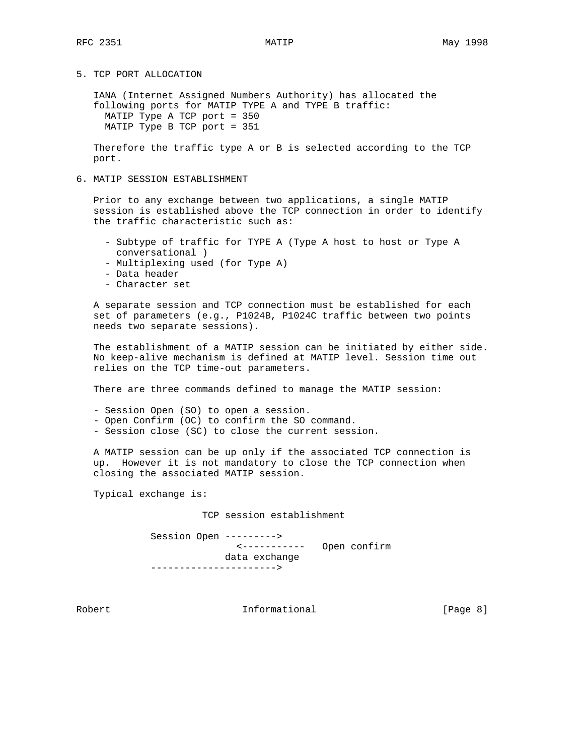## 5. TCP PORT ALLOCATION

IANA (Internet Assigned Numbers Authority) has allocated the following ports for MATIP TYPE A and TYPE B traffic:

MATIP Type A TCP port = 350
MATIP Type B TCP port = 351

Therefore the traffic type A or B is selected according to the TCP port.

## 6. MATIP SESSION ESTABLISHMENT

Prior to any exchange between two applications, a single MATIP session is established above the TCP connection in order to identify the traffic characteristic such as:

- Subtype of traffic for TYPE A (Type A host to host or Type A conversational )
- Multiplexing used (for Type A)
- Data header
- Character set

A separate session and TCP connection must be established for each set of parameters (e.g., P1024B, P1024C traffic between two points needs two separate sessions).

The establishment of a MATIP session can be initiated by either side. No keep-alive mechanism is defined at MATIP level. Session time out relies on the TCP time-out parameters.

There are three commands defined to manage the MATIP session:

- Session Open (SO) to open a session.
- Open Confirm (OC) to confirm the SO command.
- Session close (SC) to close the current session.

A MATIP session can be up only if the associated TCP connection is up. However it is not mandatory to close the TCP connection when closing the associated MATIP session.

Typical exchange is:

```
                   TCP session establishment

         Session Open --------->
                          <-----------   Open confirm
                      data exchange
         ---------------------->
```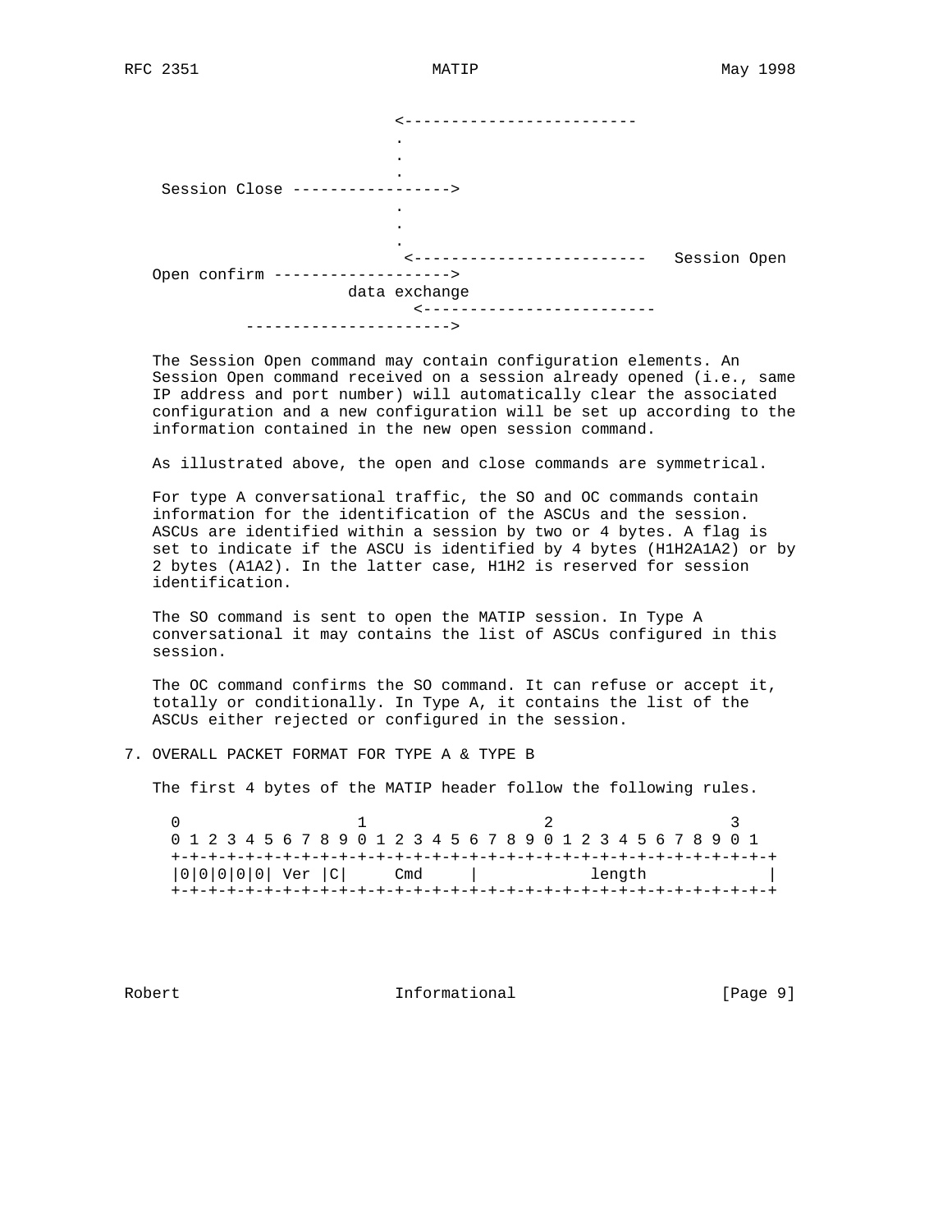```
                          <-------------------------
                          .
                          .
                          .
 Session Close ----------------->
                          .
                          .
                          .
                           <-------------------------   Session Open
Open confirm ------------------->
                     data exchange
                           <-------------------------
          ---------------------->
```

The Session Open command may contain configuration elements. An Session Open command received on a session already opened (i.e., same IP address and port number) will automatically clear the associated configuration and a new configuration will be set up according to the information contained in the new open session command.

As illustrated above, the open and close commands are symmetrical.

For type A conversational traffic, the SO and OC commands contain information for the identification of the ASCUs and the session. ASCUs are identified within a session by two or 4 bytes. A flag is set to indicate if the ASCU is identified by 4 bytes (H1H2A1A2) or by 2 bytes (A1A2). In the latter case, H1H2 is reserved for session identification.

The SO command is sent to open the MATIP session. In Type A conversational it may contains the list of ASCUs configured in this session.

The OC command confirms the SO command. It can refuse or accept it, totally or conditionally. In Type A, it contains the list of the ASCUs either rejected or configured in the session.

## 7. OVERALL PACKET FORMAT FOR TYPE A & TYPE B

The first 4 bytes of the MATIP header follow the following rules.

```
 0                   1                   2                   3
 0 1 2 3 4 5 6 7 8 9 0 1 2 3 4 5 6 7 8 9 0 1 2 3 4 5 6 7 8 9 0 1
+-+-+-+-+-+-+-+-+-+-+-+-+-+-+-+-+-+-+-+-+-+-+-+-+-+-+-+-+-+-+-+-+
|0|0|0|0|0| Ver |C|     Cmd     |           length              |
+-+-+-+-+-+-+-+-+-+-+-+-+-+-+-+-+-+-+-+-+-+-+-+-+-+-+-+-+-+-+-+-+
```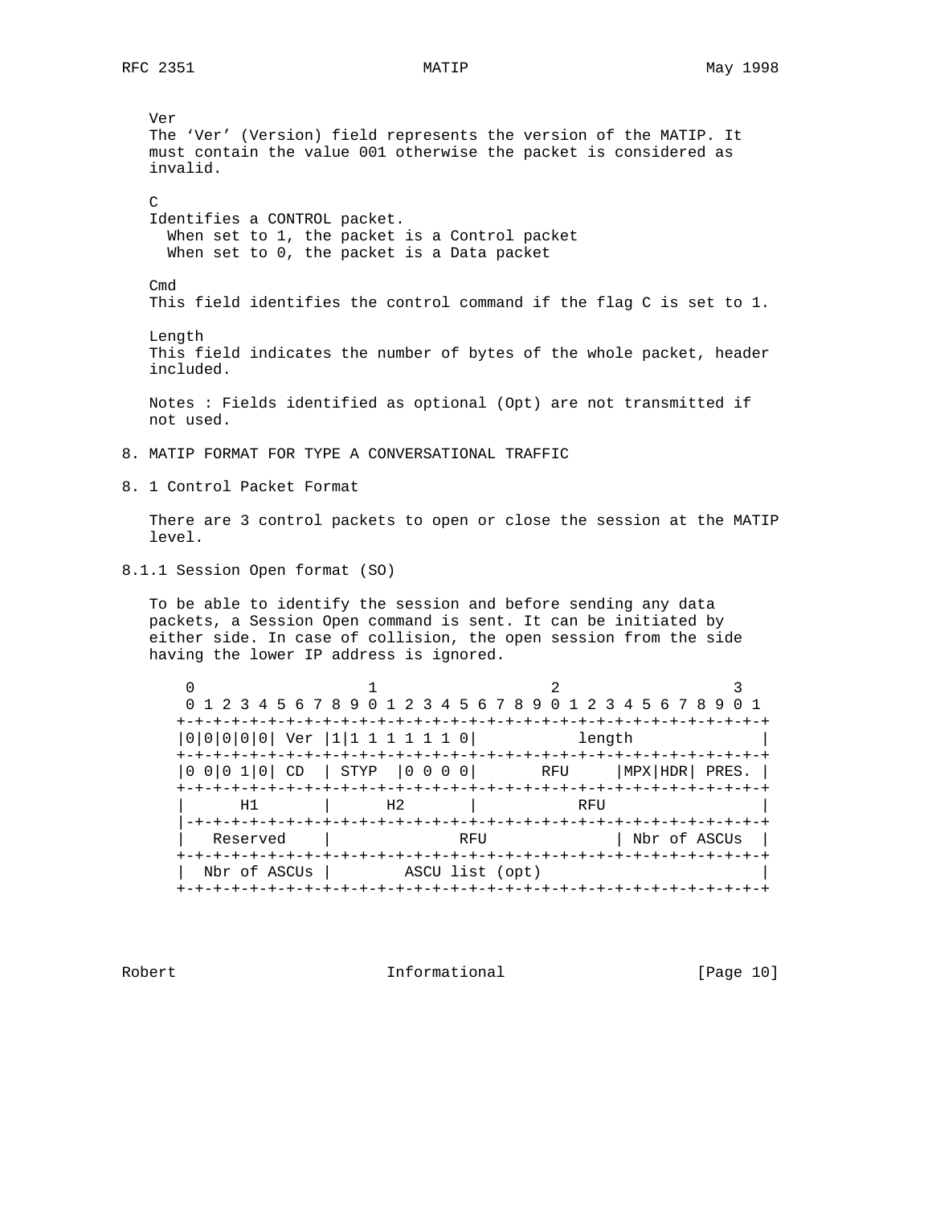Ver
The 'Ver' (Version) field represents the version of the MATIP. It must contain the value 001 otherwise the packet is considered as invalid.

C
Identifies a CONTROL packet.
  When set to 1, the packet is a Control packet
  When set to 0, the packet is a Data packet

Cmd
This field identifies the control command if the flag C is set to 1.

Length
This field indicates the number of bytes of the whole packet, header included.

Notes : Fields identified as optional (Opt) are not transmitted if not used.

## 8. MATIP FORMAT FOR TYPE A CONVERSATIONAL TRAFFIC

### 8. 1 Control Packet Format

There are 3 control packets to open or close the session at the MATIP level.

#### 8.1.1 Session Open format (SO)

To be able to identify the session and before sending any data packets, a Session Open command is sent. It can be initiated by either side. In case of collision, the open session from the side having the lower IP address is ignored.

```
 0                   1                   2                   3
 0 1 2 3 4 5 6 7 8 9 0 1 2 3 4 5 6 7 8 9 0 1 2 3 4 5 6 7 8 9 0 1
+-+-+-+-+-+-+-+-+-+-+-+-+-+-+-+-+-+-+-+-+-+-+-+-+-+-+-+-+-+-+-+-+
|0|0|0|0|0| Ver |1|1 1 1 1 1 1 0|           length              |
+-+-+-+-+-+-+-+-+-+-+-+-+-+-+-+-+-+-+-+-+-+-+-+-+-+-+-+-+-+-+-+-+
|0 0|0 1|0| CD  | STYP  |0 0 0 0|       RFU     |MPX|HDR| PRES. |
+-+-+-+-+-+-+-+-+-+-+-+-+-+-+-+-+-+-+-+-+-+-+-+-+-+-+-+-+-+-+-+-+
|      H1       |      H2       |           RFU                 |
|-+-+-+-+-+-+-+-+-+-+-+-+-+-+-+-+-+-+-+-+-+-+-+-+-+-+-+-+-+-+-+-+
|   Reserved    |              RFU              | Nbr of ASCUs  |
+-+-+-+-+-+-+-+-+-+-+-+-+-+-+-+-+-+-+-+-+-+-+-+-+-+-+-+-+-+-+-+-+
|  Nbr of ASCUs |        ASCU list (opt)                        |
+-+-+-+-+-+-+-+-+-+-+-+-+-+-+-+-+-+-+-+-+-+-+-+-+-+-+-+-+-+-+-+-+
```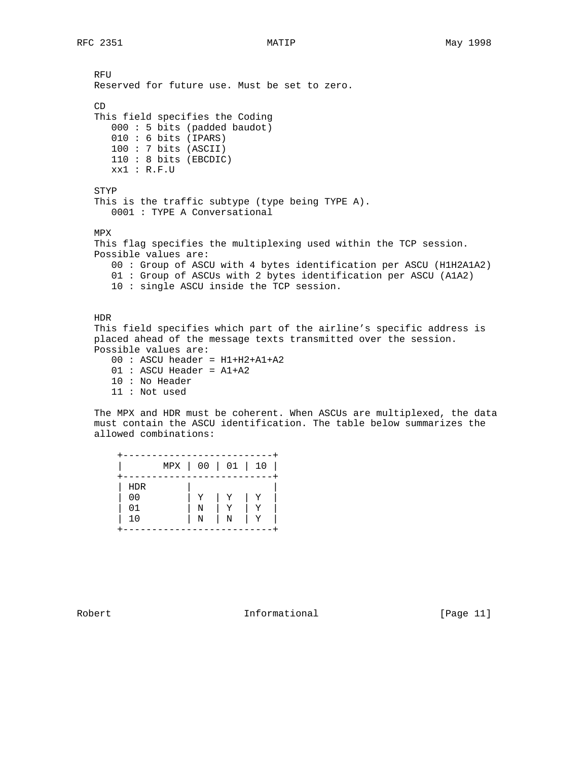RFU
Reserved for future use. Must be set to zero.

CD
This field specifies the Coding

- 000 : 5 bits (padded baudot)
- 010 : 6 bits (IPARS)
- 100 : 7 bits (ASCII)
- 110 : 8 bits (EBCDIC)
- xx1 : R.F.U

STYP
This is the traffic subtype (type being TYPE A).

- 0001 : TYPE A Conversational

MPX
This flag specifies the multiplexing used within the TCP session. Possible values are:

- 00 : Group of ASCU with 4 bytes identification per ASCU (H1H2A1A2)
- 01 : Group of ASCUs with 2 bytes identification per ASCU (A1A2)
- 10 : single ASCU inside the TCP session.

HDR
This field specifies which part of the airline's specific address is placed ahead of the message texts transmitted over the session. Possible values are:

- 00 : ASCU header = H1+H2+A1+A2
- 01 : ASCU Header = A1+A2
- 10 : No Header
- 11 : Not used

The MPX and HDR must be coherent. When ASCUs are multiplexed, the data must contain the ASCU identification. The table below summarizes the allowed combinations:

| HDR \ MPX | 00 | 01 | 10 |
|---|---|---|---|
| 00 | Y | Y | Y |
| 01 | N | Y | Y |
| 10 | N | N | Y |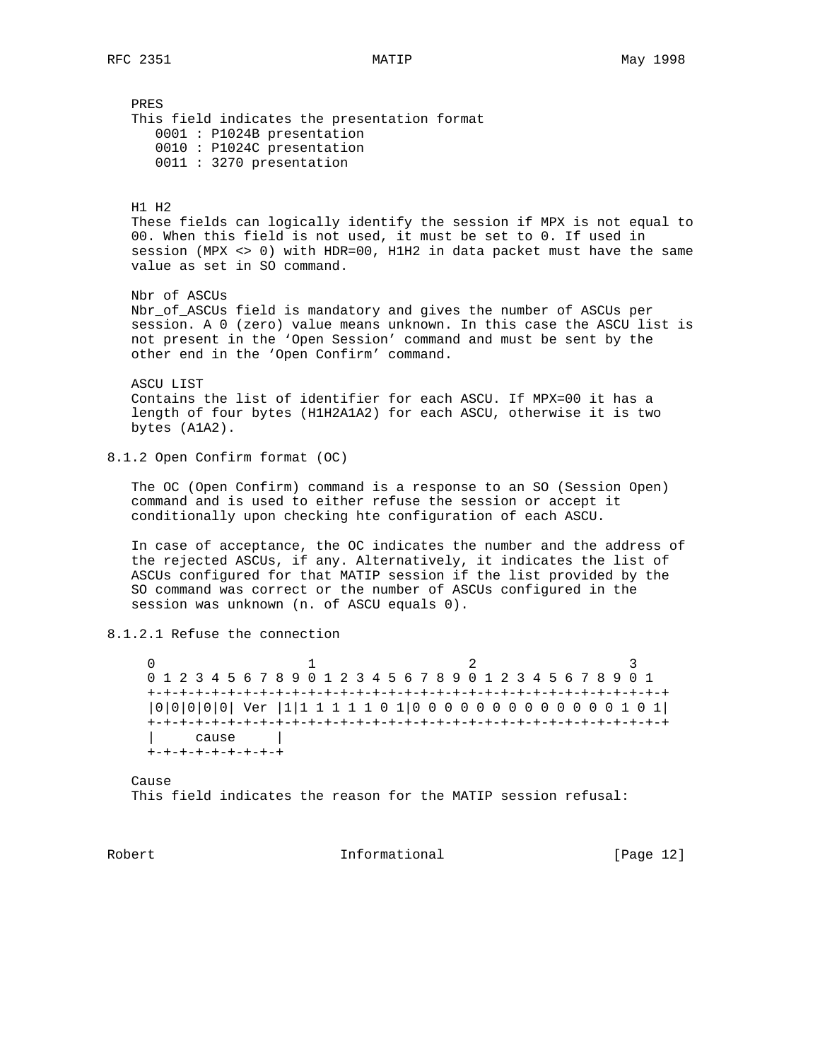PRES

This field indicates the presentation format

```
   0001 : P1024B presentation
   0010 : P1024C presentation
   0011 : 3270 presentation
```

H1 H2

These fields can logically identify the session if MPX is not equal to 00. When this field is not used, it must be set to 0. If used in session (MPX <> 0) with HDR=00, H1H2 in data packet must have the same value as set in SO command.

Nbr of ASCUs

Nbr_of_ASCUs field is mandatory and gives the number of ASCUs per session. A 0 (zero) value means unknown. In this case the ASCU list is not present in the 'Open Session' command and must be sent by the other end in the 'Open Confirm' command.

ASCU LIST

Contains the list of identifier for each ASCU. If MPX=00 it has a length of four bytes (H1H2A1A2) for each ASCU, otherwise it is two bytes (A1A2).

### 8.1.2 Open Confirm format (OC)

The OC (Open Confirm) command is a response to an SO (Session Open) command and is used to either refuse the session or accept it conditionally upon checking hte configuration of each ASCU.

In case of acceptance, the OC indicates the number and the address of the rejected ASCUs, if any. Alternatively, it indicates the list of ASCUs configured for that MATIP session if the list provided by the SO command was correct or the number of ASCUs configured in the session was unknown (n. of ASCU equals 0).

#### 8.1.2.1 Refuse the connection

```
 0                   1                   2                   3
 0 1 2 3 4 5 6 7 8 9 0 1 2 3 4 5 6 7 8 9 0 1 2 3 4 5 6 7 8 9 0 1
+-+-+-+-+-+-+-+-+-+-+-+-+-+-+-+-+-+-+-+-+-+-+-+-+-+-+-+-+-+-+-+-+
|0|0|0|0|0| Ver |1|1 1 1 1 1 0 1|0 0 0 0 0 0 0 0 0 0 0 0 0 1 0 1|
+-+-+-+-+-+-+-+-+-+-+-+-+-+-+-+-+-+-+-+-+-+-+-+-+-+-+-+-+-+-+-+-+
|     cause     |
+-+-+-+-+-+-+-+-+
```

Cause

This field indicates the reason for the MATIP session refusal: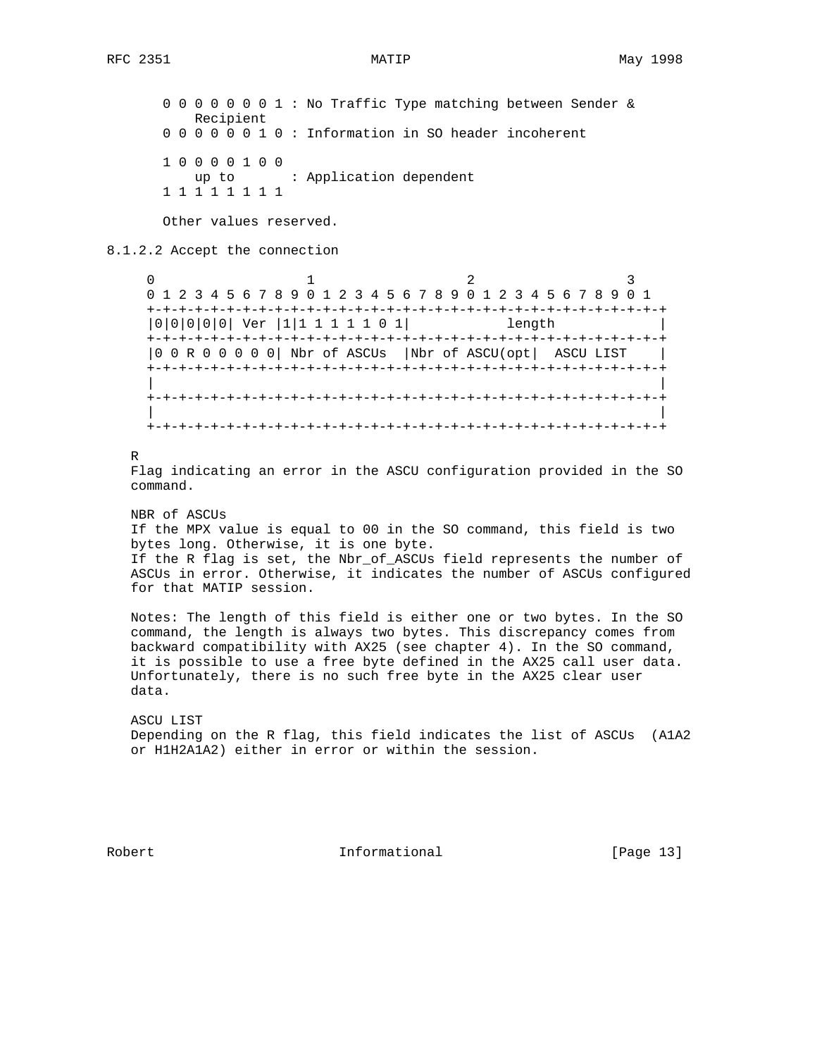```
0 0 0 0 0 0 0 1 : No Traffic Type matching between Sender &
   Recipient
0 0 0 0 0 0 1 0 : Information in SO header incoherent

1 0 0 0 0 1 0 0
   up to      : Application dependent
1 1 1 1 1 1 1 1
```

Other values reserved.

### 8.1.2.2 Accept the connection

```
 0                   1                   2                   3
 0 1 2 3 4 5 6 7 8 9 0 1 2 3 4 5 6 7 8 9 0 1 2 3 4 5 6 7 8 9 0 1
+-+-+-+-+-+-+-+-+-+-+-+-+-+-+-+-+-+-+-+-+-+-+-+-+-+-+-+-+-+-+-+-+
|0|0|0|0|0| Ver |1|1 1 1 1 1 0 1|            length             |
+-+-+-+-+-+-+-+-+-+-+-+-+-+-+-+-+-+-+-+-+-+-+-+-+-+-+-+-+-+-+-+-+
|0 0 R 0 0 0 0 0| Nbr of ASCUs  |Nbr of ASCU(opt|  ASCU LIST    |
+-+-+-+-+-+-+-+-+-+-+-+-+-+-+-+-+-+-+-+-+-+-+-+-+-+-+-+-+-+-+-+-+
|                                                               |
+-+-+-+-+-+-+-+-+-+-+-+-+-+-+-+-+-+-+-+-+-+-+-+-+-+-+-+-+-+-+-+-+
|                                                               |
+-+-+-+-+-+-+-+-+-+-+-+-+-+-+-+-+-+-+-+-+-+-+-+-+-+-+-+-+-+-+-+-+
```

R
Flag indicating an error in the ASCU configuration provided in the SO command.

NBR of ASCUs
If the MPX value is equal to 00 in the SO command, this field is two bytes long. Otherwise, it is one byte.
If the R flag is set, the Nbr_of_ASCUs field represents the number of ASCUs in error. Otherwise, it indicates the number of ASCUs configured for that MATIP session.

Notes: The length of this field is either one or two bytes. In the SO command, the length is always two bytes. This discrepancy comes from backward compatibility with AX25 (see chapter 4). In the SO command, it is possible to use a free byte defined in the AX25 call user data. Unfortunately, there is no such free byte in the AX25 clear user data.

ASCU LIST
Depending on the R flag, this field indicates the list of ASCUs (A1A2 or H1H2A1A2) either in error or within the session.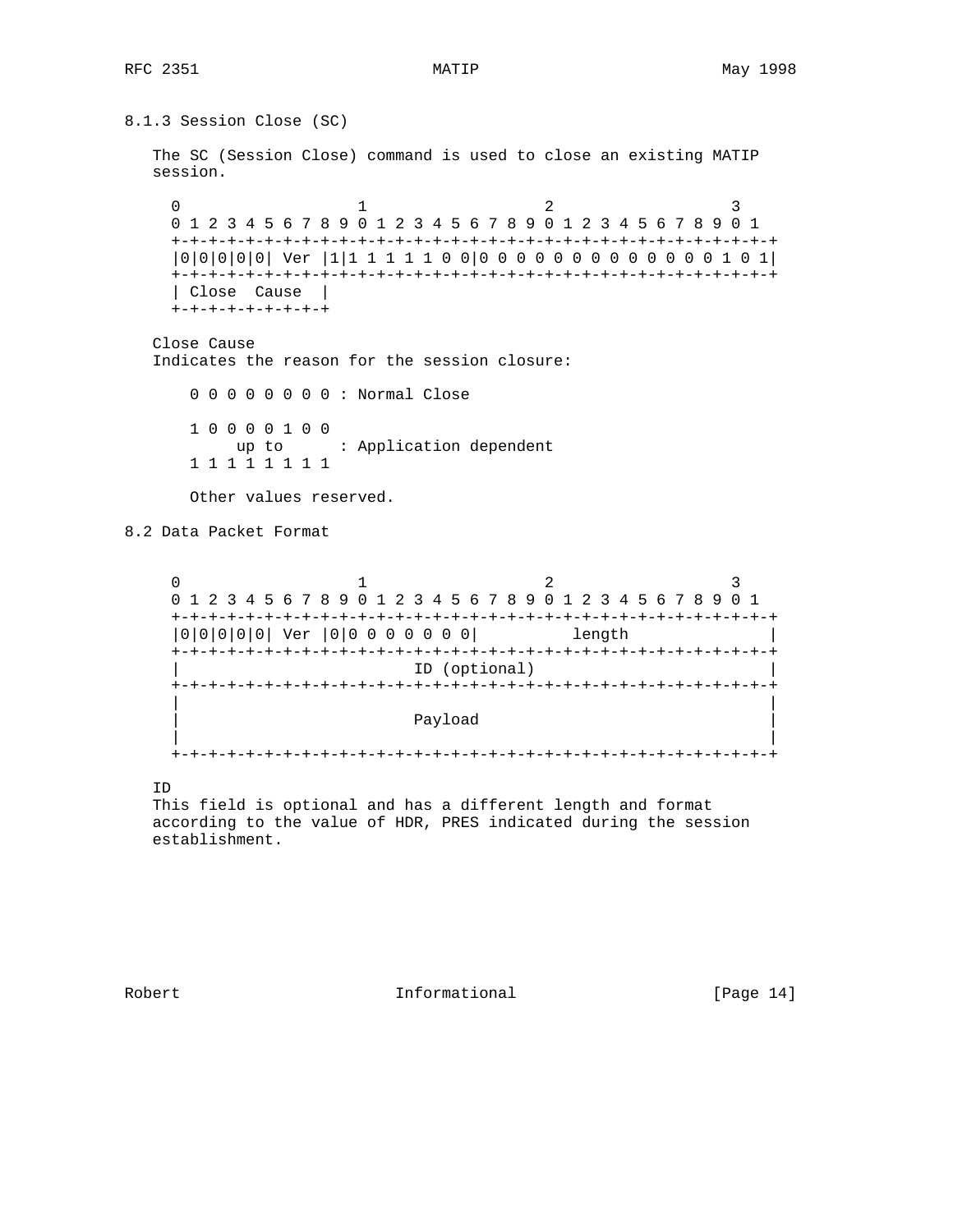### 8.1.3 Session Close (SC)

The SC (Session Close) command is used to close an existing MATIP session.

```
 0                   1                   2                   3
 0 1 2 3 4 5 6 7 8 9 0 1 2 3 4 5 6 7 8 9 0 1 2 3 4 5 6 7 8 9 0 1
+-+-+-+-+-+-+-+-+-+-+-+-+-+-+-+-+-+-+-+-+-+-+-+-+-+-+-+-+-+-+-+-+
|0|0|0|0|0| Ver |1|1 1 1 1 1 0 0|0 0 0 0 0 0 0 0 0 0 0 0 0 1 0 1|
+-+-+-+-+-+-+-+-+-+-+-+-+-+-+-+-+-+-+-+-+-+-+-+-+-+-+-+-+-+-+-+-+
| Close  Cause  |
+-+-+-+-+-+-+-+-+
```

Close Cause
Indicates the reason for the session closure:

```
0 0 0 0 0 0 0 0 : Normal Close

1 0 0 0 0 1 0 0
     up to      : Application dependent
1 1 1 1 1 1 1 1

Other values reserved.
```

## 8.2 Data Packet Format

```
 0                   1                   2                   3
 0 1 2 3 4 5 6 7 8 9 0 1 2 3 4 5 6 7 8 9 0 1 2 3 4 5 6 7 8 9 0 1
+-+-+-+-+-+-+-+-+-+-+-+-+-+-+-+-+-+-+-+-+-+-+-+-+-+-+-+-+-+-+-+-+
|0|0|0|0|0| Ver |0|0 0 0 0 0 0 0|          length               |
+-+-+-+-+-+-+-+-+-+-+-+-+-+-+-+-+-+-+-+-+-+-+-+-+-+-+-+-+-+-+-+-+
|                          ID (optional)                        |
+-+-+-+-+-+-+-+-+-+-+-+-+-+-+-+-+-+-+-+-+-+-+-+-+-+-+-+-+-+-+-+-+
|                                                               |
|                          Payload                              |
|                                                               |
+-+-+-+-+-+-+-+-+-+-+-+-+-+-+-+-+-+-+-+-+-+-+-+-+-+-+-+-+-+-+-+-+
```

ID
This field is optional and has a different length and format according to the value of HDR, PRES indicated during the session establishment.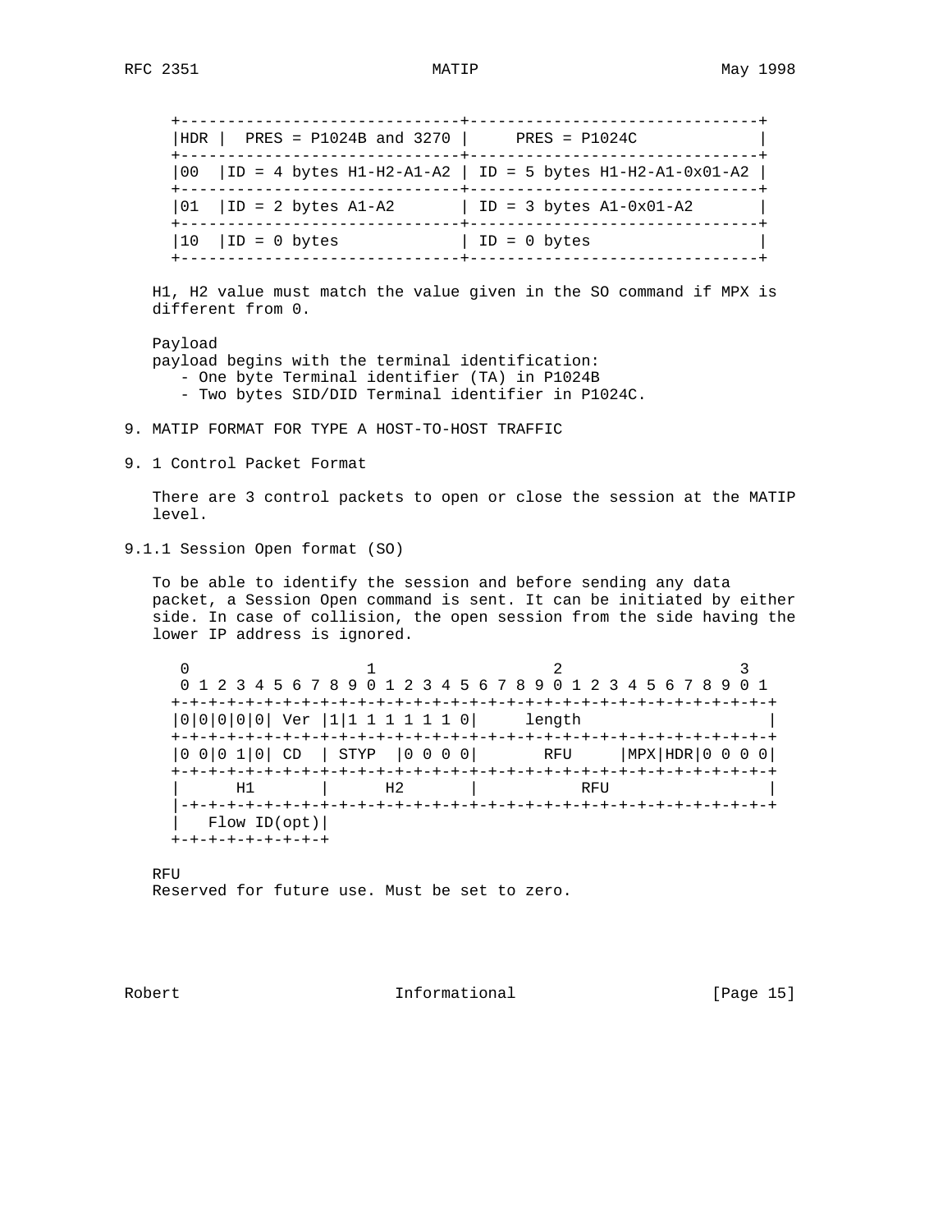| HDR | PRES = P1024B and 3270 | PRES = P1024C |
|---|---|---|
| 00 | ID = 4 bytes H1-H2-A1-A2 | ID = 5 bytes H1-H2-A1-0x01-A2 |
| 01 | ID = 2 bytes A1-A2 | ID = 3 bytes A1-0x01-A2 |
| 10 | ID = 0 bytes | ID = 0 bytes |

H1, H2 value must match the value given in the SO command if MPX is different from 0.

Payload
payload begins with the terminal identification:

- One byte Terminal identifier (TA) in P1024B
- Two bytes SID/DID Terminal identifier in P1024C.

## 9. MATIP FORMAT FOR TYPE A HOST-TO-HOST TRAFFIC

### 9. 1 Control Packet Format

There are 3 control packets to open or close the session at the MATIP level.

#### 9.1.1 Session Open format (SO)

To be able to identify the session and before sending any data packet, a Session Open command is sent. It can be initiated by either side. In case of collision, the open session from the side having the lower IP address is ignored.

```
 0                   1                   2                   3
 0 1 2 3 4 5 6 7 8 9 0 1 2 3 4 5 6 7 8 9 0 1 2 3 4 5 6 7 8 9 0 1
+-+-+-+-+-+-+-+-+-+-+-+-+-+-+-+-+-+-+-+-+-+-+-+-+-+-+-+-+-+-+-+-+
|0|0|0|0|0| Ver |1|1 1 1 1 1 1 0|     length                    |
+-+-+-+-+-+-+-+-+-+-+-+-+-+-+-+-+-+-+-+-+-+-+-+-+-+-+-+-+-+-+-+-+
|0 0|0 1|0| CD  | STYP  |0 0 0 0|       RFU     |MPX|HDR|0 0 0 0|
+-+-+-+-+-+-+-+-+-+-+-+-+-+-+-+-+-+-+-+-+-+-+-+-+-+-+-+-+-+-+-+-+
|      H1       |      H2       |           RFU                 |
|-+-+-+-+-+-+-+-+-+-+-+-+-+-+-+-+-+-+-+-+-+-+-+-+-+-+-+-+-+-+-+-+
|   Flow ID(opt)|
+-+-+-+-+-+-+-+-+
```

RFU
Reserved for future use. Must be set to zero.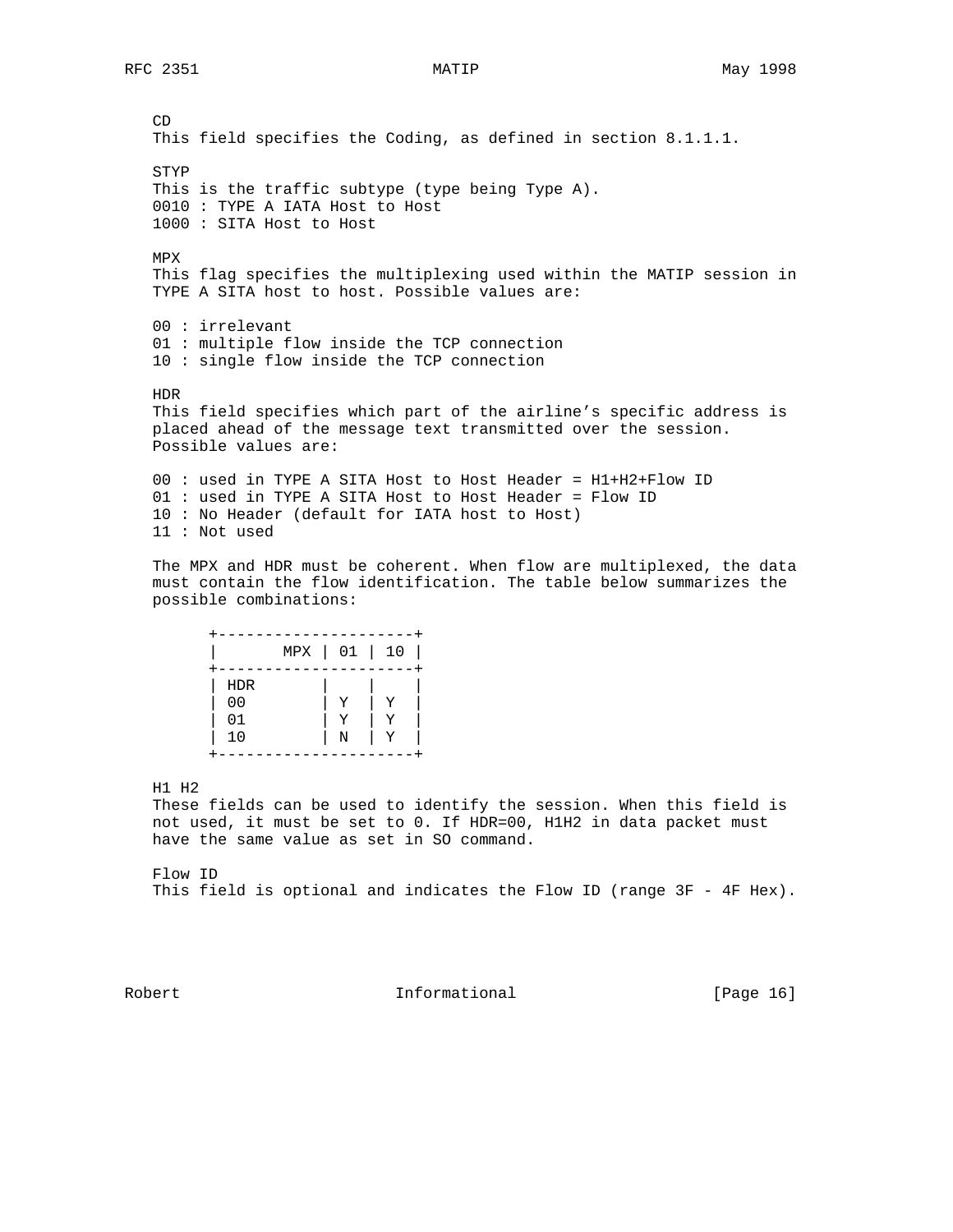CD
This field specifies the Coding, as defined in section 8.1.1.1.

STYP
This is the traffic subtype (type being Type A).
0010 : TYPE A IATA Host to Host
1000 : SITA Host to Host

MPX
This flag specifies the multiplexing used within the MATIP session in TYPE A SITA host to host. Possible values are:

00 : irrelevant
01 : multiple flow inside the TCP connection
10 : single flow inside the TCP connection

HDR
This field specifies which part of the airline's specific address is placed ahead of the message text transmitted over the session. Possible values are:

00 : used in TYPE A SITA Host to Host Header = H1+H2+Flow ID
01 : used in TYPE A SITA Host to Host Header = Flow ID
10 : No Header (default for IATA host to Host)
11 : Not used

The MPX and HDR must be coherent. When flow are multiplexed, the data must contain the flow identification. The table below summarizes the possible combinations:

| MPX | 01 | 10 |
|---|---|---|
| HDR | | |
| 00 | Y | Y |
| 01 | Y | Y |
| 10 | N | Y |

H1 H2
These fields can be used to identify the session. When this field is not used, it must be set to 0. If HDR=00, H1H2 in data packet must have the same value as set in SO command.

Flow ID
This field is optional and indicates the Flow ID (range 3F - 4F Hex).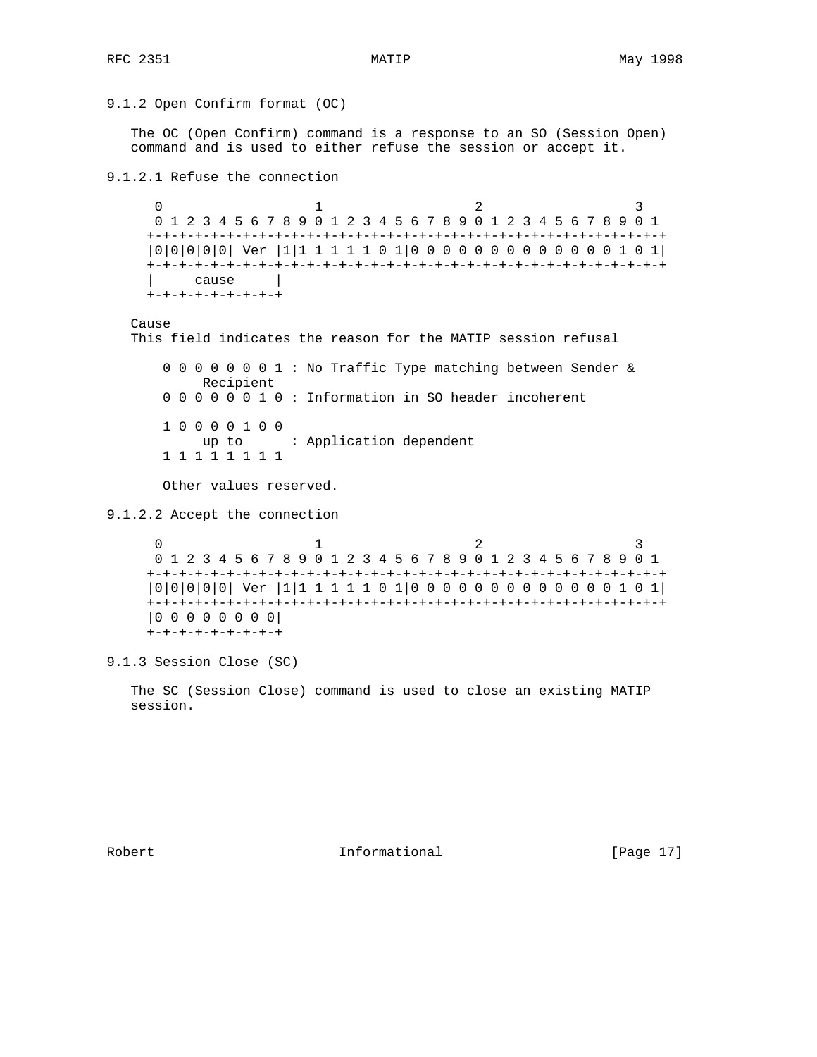### 9.1.2 Open Confirm format (OC)

The OC (Open Confirm) command is a response to an SO (Session Open) command and is used to either refuse the session or accept it.

#### 9.1.2.1 Refuse the connection

```
 0                   1                   2                   3
 0 1 2 3 4 5 6 7 8 9 0 1 2 3 4 5 6 7 8 9 0 1 2 3 4 5 6 7 8 9 0 1
+-+-+-+-+-+-+-+-+-+-+-+-+-+-+-+-+-+-+-+-+-+-+-+-+-+-+-+-+-+-+-+-+
|0|0|0|0|0| Ver |1|1 1 1 1 1 0 1|0 0 0 0 0 0 0 0 0 0 0 0 0 1 0 1|
+-+-+-+-+-+-+-+-+-+-+-+-+-+-+-+-+-+-+-+-+-+-+-+-+-+-+-+-+-+-+-+-+
|     cause     |
+-+-+-+-+-+-+-+-+
```

Cause
This field indicates the reason for the MATIP session refusal

```
 0 0 0 0 0 0 0 1 : No Traffic Type matching between Sender &
      Recipient
 0 0 0 0 0 0 1 0 : Information in SO header incoherent

 1 0 0 0 0 1 0 0
      up to      : Application dependent
 1 1 1 1 1 1 1 1

 Other values reserved.
```

#### 9.1.2.2 Accept the connection

```
 0                   1                   2                   3
 0 1 2 3 4 5 6 7 8 9 0 1 2 3 4 5 6 7 8 9 0 1 2 3 4 5 6 7 8 9 0 1
+-+-+-+-+-+-+-+-+-+-+-+-+-+-+-+-+-+-+-+-+-+-+-+-+-+-+-+-+-+-+-+-+
|0|0|0|0|0| Ver |1|1 1 1 1 1 0 1|0 0 0 0 0 0 0 0 0 0 0 0 0 1 0 1|
+-+-+-+-+-+-+-+-+-+-+-+-+-+-+-+-+-+-+-+-+-+-+-+-+-+-+-+-+-+-+-+-+
|0 0 0 0 0 0 0 0|
+-+-+-+-+-+-+-+-+
```

### 9.1.3 Session Close (SC)

The SC (Session Close) command is used to close an existing MATIP session.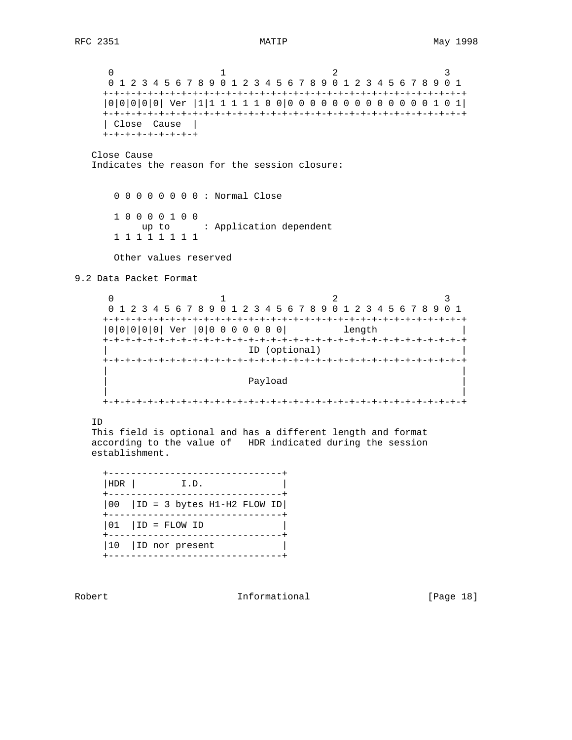```
       0                   1                   2                   3
       0 1 2 3 4 5 6 7 8 9 0 1 2 3 4 5 6 7 8 9 0 1 2 3 4 5 6 7 8 9 0 1
      +-+-+-+-+-+-+-+-+-+-+-+-+-+-+-+-+-+-+-+-+-+-+-+-+-+-+-+-+-+-+-+-+
      |0|0|0|0|0| Ver |1|1 1 1 1 1 0 0|0 0 0 0 0 0 0 0 0 0 0 0 0 1 0 1|
      +-+-+-+-+-+-+-+-+-+-+-+-+-+-+-+-+-+-+-+-+-+-+-+-+-+-+-+-+-+-+-+-+
      | Close  Cause  |
      +-+-+-+-+-+-+-+-+
```

Close Cause
Indicates the reason for the session closure:

```
       0 0 0 0 0 0 0 0 : Normal Close

       1 0 0 0 0 1 0 0
            up to      : Application dependent
       1 1 1 1 1 1 1 1

       Other values reserved
```

## 9.2 Data Packet Format

```
       0                   1                   2                   3
       0 1 2 3 4 5 6 7 8 9 0 1 2 3 4 5 6 7 8 9 0 1 2 3 4 5 6 7 8 9 0 1
      +-+-+-+-+-+-+-+-+-+-+-+-+-+-+-+-+-+-+-+-+-+-+-+-+-+-+-+-+-+-+-+-+
      |0|0|0|0|0| Ver |0|0 0 0 0 0 0 0|          length               |
      +-+-+-+-+-+-+-+-+-+-+-+-+-+-+-+-+-+-+-+-+-+-+-+-+-+-+-+-+-+-+-+-+
      |                         ID (optional)                         |
      +-+-+-+-+-+-+-+-+-+-+-+-+-+-+-+-+-+-+-+-+-+-+-+-+-+-+-+-+-+-+-+-+
      |                                                               |
      |                         Payload                               |
      |                                                               |
      +-+-+-+-+-+-+-+-+-+-+-+-+-+-+-+-+-+-+-+-+-+-+-+-+-+-+-+-+-+-+-+-+
```

ID
This field is optional and has a different length and format according to the value of   HDR indicated during the session establishment.

| HDR | I.D. |
|---|---|
| 00 | ID = 3 bytes H1-H2 FLOW ID |
| 01 | ID = FLOW ID |
| 10 | ID nor present |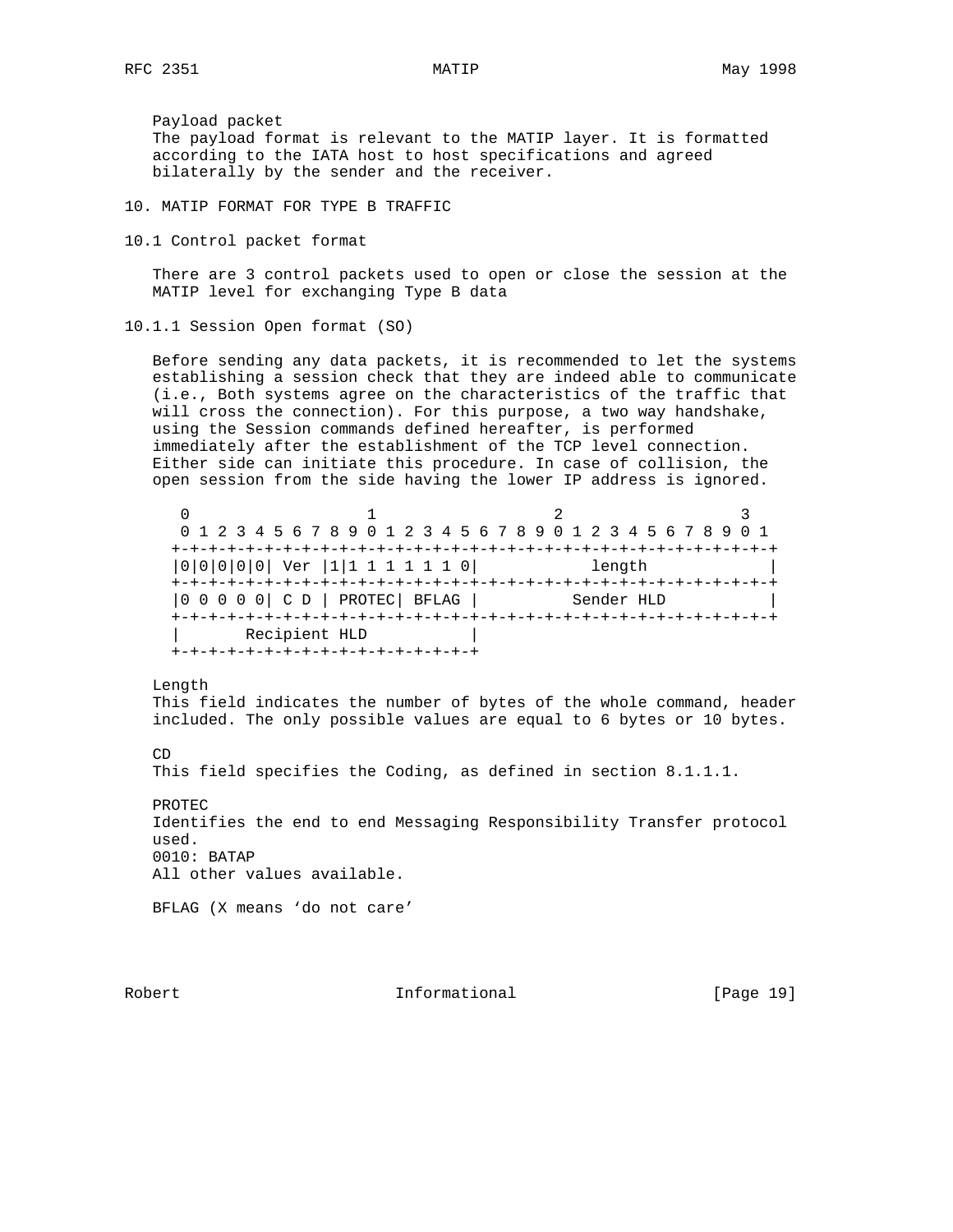Payload packet
The payload format is relevant to the MATIP layer. It is formatted according to the IATA host to host specifications and agreed bilaterally by the sender and the receiver.

## 10. MATIP FORMAT FOR TYPE B TRAFFIC

### 10.1 Control packet format

There are 3 control packets used to open or close the session at the MATIP level for exchanging Type B data

#### 10.1.1 Session Open format (SO)

Before sending any data packets, it is recommended to let the systems establishing a session check that they are indeed able to communicate (i.e., Both systems agree on the characteristics of the traffic that will cross the connection). For this purpose, a two way handshake, using the Session commands defined hereafter, is performed immediately after the establishment of the TCP level connection. Either side can initiate this procedure. In case of collision, the open session from the side having the lower IP address is ignored.

```
 0                   1                   2                   3
 0 1 2 3 4 5 6 7 8 9 0 1 2 3 4 5 6 7 8 9 0 1 2 3 4 5 6 7 8 9 0 1
+-+-+-+-+-+-+-+-+-+-+-+-+-+-+-+-+-+-+-+-+-+-+-+-+-+-+-+-+-+-+-+-+
|0|0|0|0|0| Ver |1|1 1 1 1 1 1 0|            length             |
+-+-+-+-+-+-+-+-+-+-+-+-+-+-+-+-+-+-+-+-+-+-+-+-+-+-+-+-+-+-+-+-+
|0 0 0 0 0| C D | PROTEC| BFLAG |          Sender HLD           |
+-+-+-+-+-+-+-+-+-+-+-+-+-+-+-+-+-+-+-+-+-+-+-+-+-+-+-+-+-+-+-+-+
|       Recipient HLD           |
+-+-+-+-+-+-+-+-+-+-+-+-+-+-+-+-+
```

Length
This field indicates the number of bytes of the whole command, header included. The only possible values are equal to 6 bytes or 10 bytes.

CD
This field specifies the Coding, as defined in section 8.1.1.1.

PROTEC
Identifies the end to end Messaging Responsibility Transfer protocol used.
0010: BATAP
All other values available.

BFLAG (X means ‘do not care’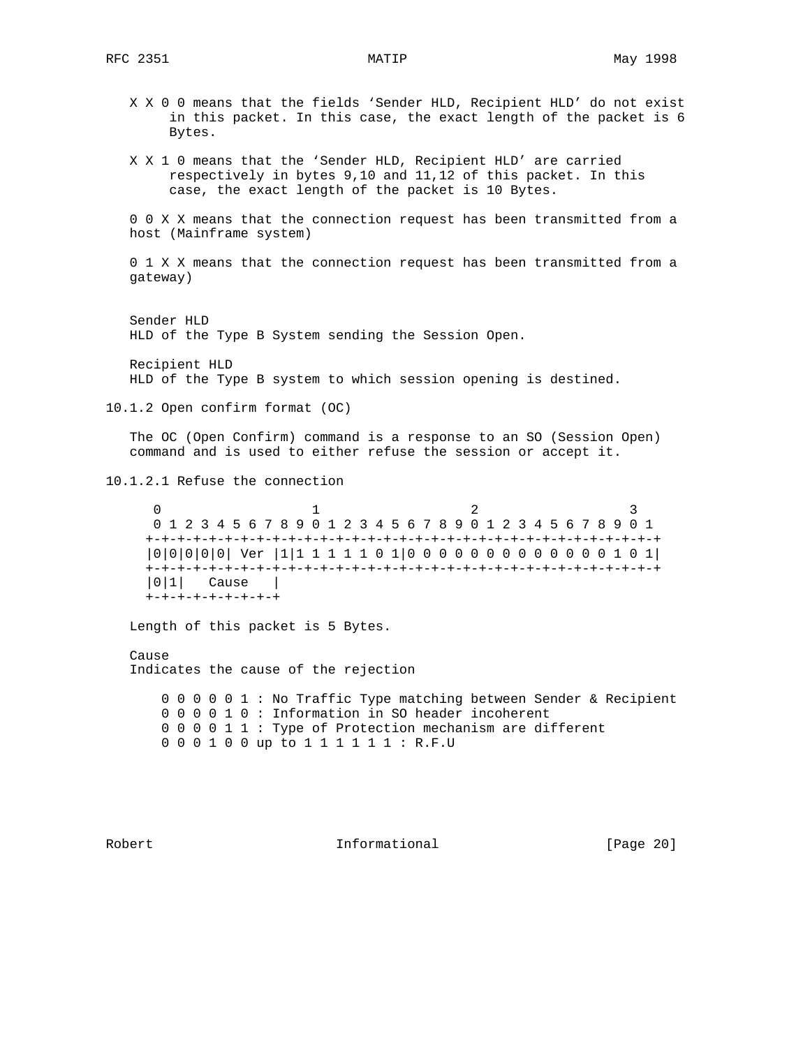X X 0 0 means that the fields 'Sender HLD, Recipient HLD' do not exist in this packet. In this case, the exact length of the packet is 6 Bytes.

X X 1 0 means that the 'Sender HLD, Recipient HLD' are carried respectively in bytes 9,10 and 11,12 of this packet. In this case, the exact length of the packet is 10 Bytes.

0 0 X X means that the connection request has been transmitted from a host (Mainframe system)

0 1 X X means that the connection request has been transmitted from a gateway)

Sender HLD
HLD of the Type B System sending the Session Open.

Recipient HLD
HLD of the Type B system to which session opening is destined.

### 10.1.2 Open confirm format (OC)

The OC (Open Confirm) command is a response to an SO (Session Open) command and is used to either refuse the session or accept it.

#### 10.1.2.1 Refuse the connection

```
 0                   1                   2                   3
 0 1 2 3 4 5 6 7 8 9 0 1 2 3 4 5 6 7 8 9 0 1 2 3 4 5 6 7 8 9 0 1
+-+-+-+-+-+-+-+-+-+-+-+-+-+-+-+-+-+-+-+-+-+-+-+-+-+-+-+-+-+-+-+-+
|0|0|0|0|0| Ver |1|1 1 1 1 1 0 1|0 0 0 0 0 0 0 0 0 0 0 0 0 1 0 1|
+-+-+-+-+-+-+-+-+-+-+-+-+-+-+-+-+-+-+-+-+-+-+-+-+-+-+-+-+-+-+-+-+
|0|1|   Cause   |
+-+-+-+-+-+-+-+-+
```

Length of this packet is 5 Bytes.

Cause
Indicates the cause of the rejection

```
0 0 0 0 0 1 : No Traffic Type matching between Sender & Recipient
0 0 0 0 1 0 : Information in SO header incoherent
0 0 0 0 1 1 : Type of Protection mechanism are different
0 0 0 1 0 0 up to 1 1 1 1 1 1 : R.F.U
```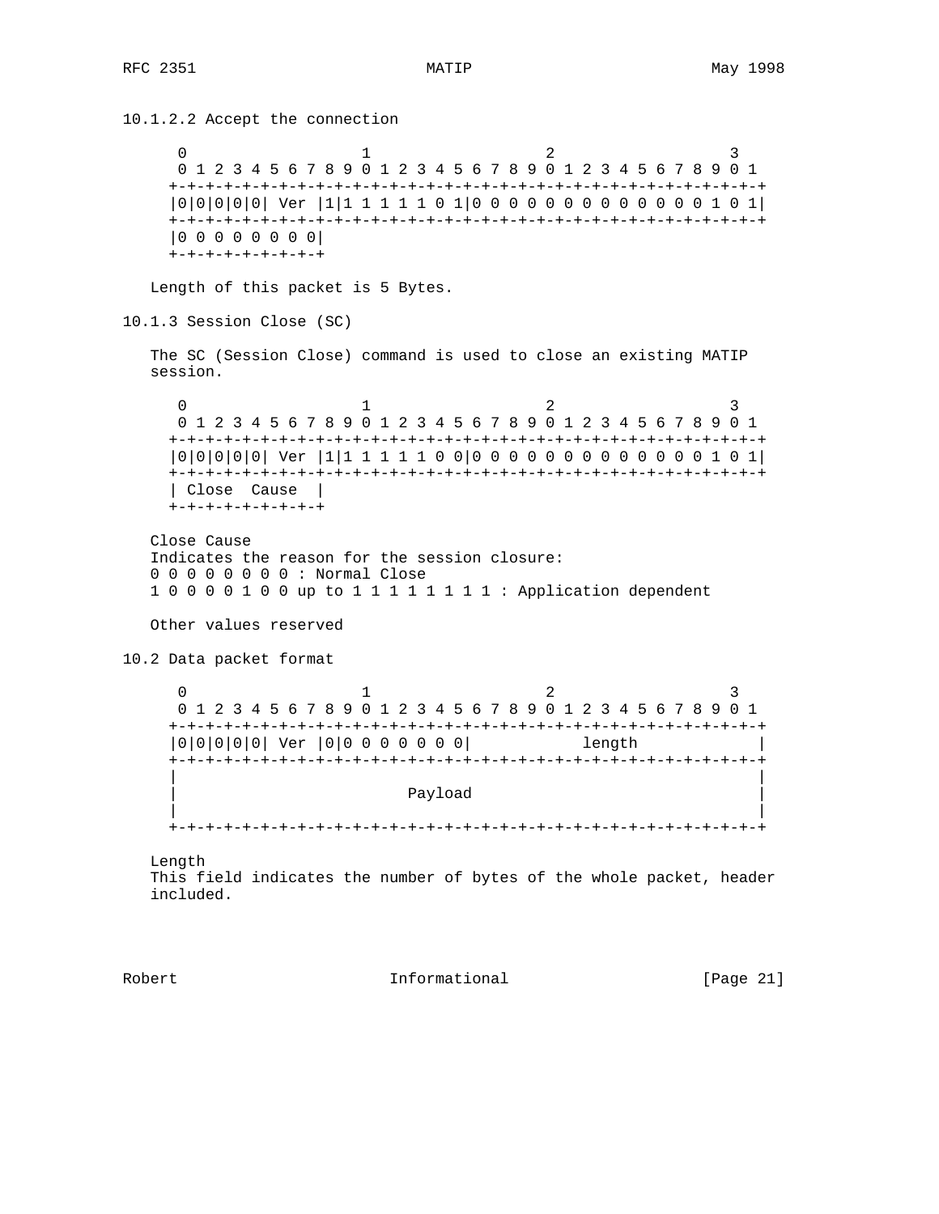10.1.2.2 Accept the connection

```
  0                   1                   2                   3
  0 1 2 3 4 5 6 7 8 9 0 1 2 3 4 5 6 7 8 9 0 1 2 3 4 5 6 7 8 9 0 1
 +-+-+-+-+-+-+-+-+-+-+-+-+-+-+-+-+-+-+-+-+-+-+-+-+-+-+-+-+-+-+-+-+
 |0|0|0|0|0| Ver |1|1 1 1 1 1 0 1|0 0 0 0 0 0 0 0 0 0 0 0 0 1 0 1|
 +-+-+-+-+-+-+-+-+-+-+-+-+-+-+-+-+-+-+-+-+-+-+-+-+-+-+-+-+-+-+-+-+
 |0 0 0 0 0 0 0 0|
 +-+-+-+-+-+-+-+-+
```

Length of this packet is 5 Bytes.

10.1.3 Session Close (SC)

The SC (Session Close) command is used to close an existing MATIP session.

```
  0                   1                   2                   3
  0 1 2 3 4 5 6 7 8 9 0 1 2 3 4 5 6 7 8 9 0 1 2 3 4 5 6 7 8 9 0 1
 +-+-+-+-+-+-+-+-+-+-+-+-+-+-+-+-+-+-+-+-+-+-+-+-+-+-+-+-+-+-+-+-+
 |0|0|0|0|0| Ver |1|1 1 1 1 1 0 0|0 0 0 0 0 0 0 0 0 0 0 0 0 1 0 1|
 +-+-+-+-+-+-+-+-+-+-+-+-+-+-+-+-+-+-+-+-+-+-+-+-+-+-+-+-+-+-+-+-+
 | Close  Cause  |
 +-+-+-+-+-+-+-+-+
```

Close Cause
Indicates the reason for the session closure:
0 0 0 0 0 0 0 0 : Normal Close
1 0 0 0 0 1 0 0 up to 1 1 1 1 1 1 1 1 : Application dependent

Other values reserved

10.2 Data packet format

```
  0                   1                   2                   3
  0 1 2 3 4 5 6 7 8 9 0 1 2 3 4 5 6 7 8 9 0 1 2 3 4 5 6 7 8 9 0 1
 +-+-+-+-+-+-+-+-+-+-+-+-+-+-+-+-+-+-+-+-+-+-+-+-+-+-+-+-+-+-+-+-+
 |0|0|0|0|0| Ver |0|0 0 0 0 0 0 0|            length             |
 +-+-+-+-+-+-+-+-+-+-+-+-+-+-+-+-+-+-+-+-+-+-+-+-+-+-+-+-+-+-+-+-+
 |                                                               |
 |                            Payload                            |
 |                                                               |
 +-+-+-+-+-+-+-+-+-+-+-+-+-+-+-+-+-+-+-+-+-+-+-+-+-+-+-+-+-+-+-+-+
```

Length
This field indicates the number of bytes of the whole packet, header included.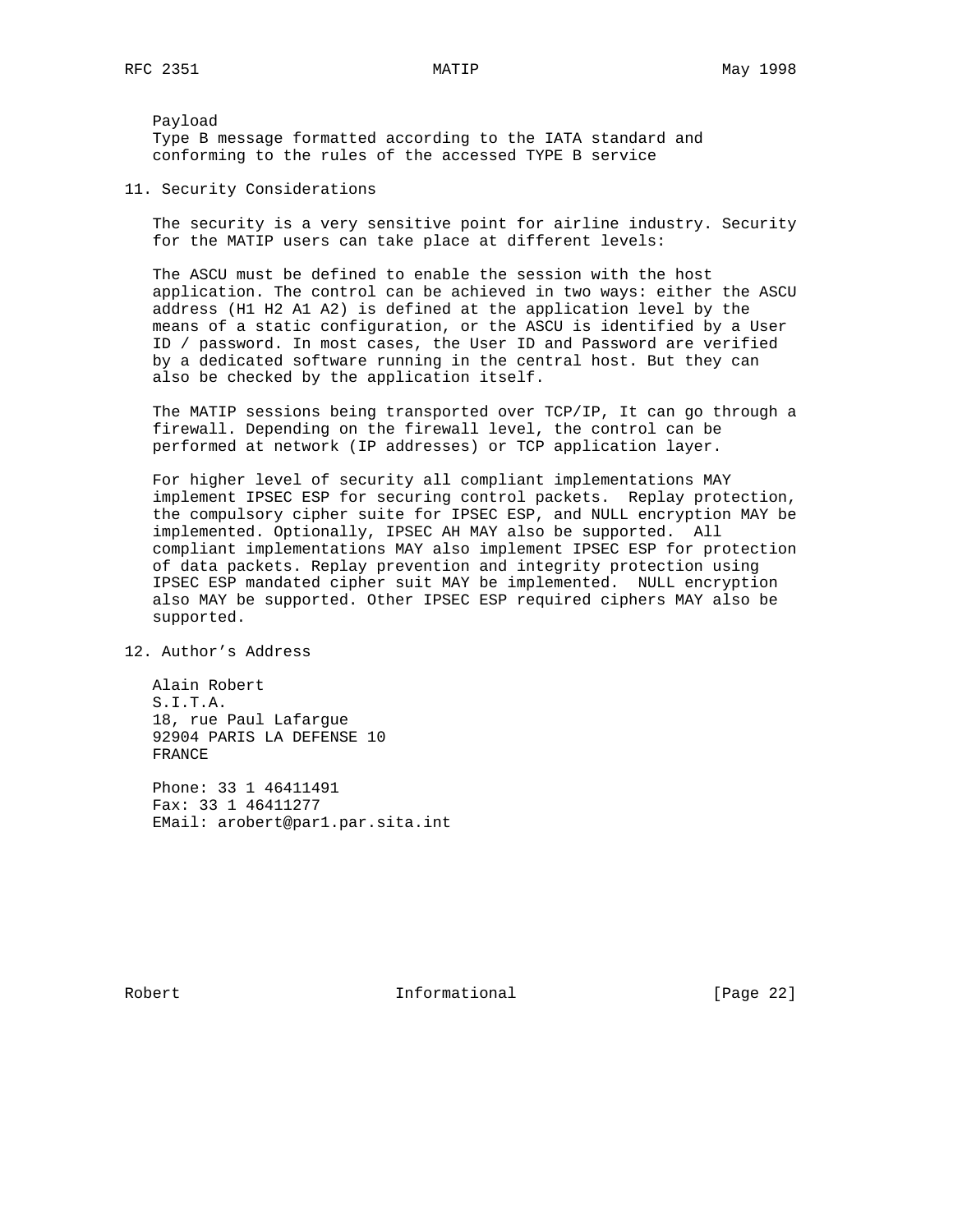Payload
Type B message formatted according to the IATA standard and conforming to the rules of the accessed TYPE B service

## 11. Security Considerations

The security is a very sensitive point for airline industry. Security for the MATIP users can take place at different levels:

The ASCU must be defined to enable the session with the host application. The control can be achieved in two ways: either the ASCU address (H1 H2 A1 A2) is defined at the application level by the means of a static configuration, or the ASCU is identified by a User ID / password. In most cases, the User ID and Password are verified by a dedicated software running in the central host. But they can also be checked by the application itself.

The MATIP sessions being transported over TCP/IP, It can go through a firewall. Depending on the firewall level, the control can be performed at network (IP addresses) or TCP application layer.

For higher level of security all compliant implementations MAY implement IPSEC ESP for securing control packets. Replay protection, the compulsory cipher suite for IPSEC ESP, and NULL encryption MAY be implemented. Optionally, IPSEC AH MAY also be supported. All compliant implementations MAY also implement IPSEC ESP for protection of data packets. Replay prevention and integrity protection using IPSEC ESP mandated cipher suit MAY be implemented. NULL encryption also MAY be supported. Other IPSEC ESP required ciphers MAY also be supported.

## 12. Author's Address

Alain Robert
S.I.T.A.
18, rue Paul Lafargue
92904 PARIS LA DEFENSE 10
FRANCE

Phone: 33 1 46411491
Fax: 33 1 46411277
EMail: arobert@par1.par.sita.int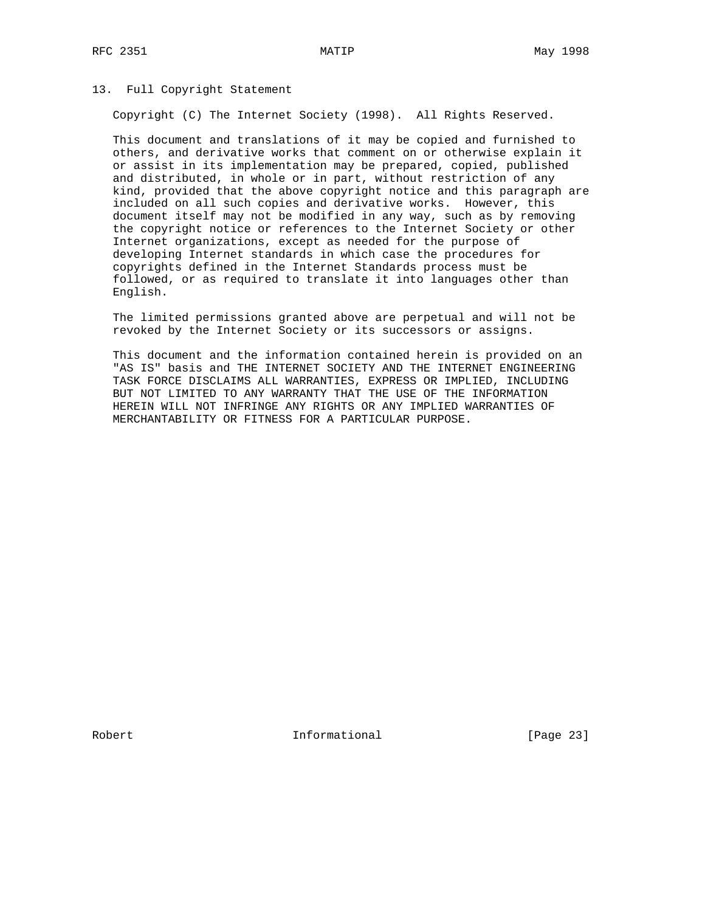## 13. Full Copyright Statement

Copyright (C) The Internet Society (1998). All Rights Reserved.

This document and translations of it may be copied and furnished to others, and derivative works that comment on or otherwise explain it or assist in its implementation may be prepared, copied, published and distributed, in whole or in part, without restriction of any kind, provided that the above copyright notice and this paragraph are included on all such copies and derivative works. However, this document itself may not be modified in any way, such as by removing the copyright notice or references to the Internet Society or other Internet organizations, except as needed for the purpose of developing Internet standards in which case the procedures for copyrights defined in the Internet Standards process must be followed, or as required to translate it into languages other than English.

The limited permissions granted above are perpetual and will not be revoked by the Internet Society or its successors or assigns.

This document and the information contained herein is provided on an "AS IS" basis and THE INTERNET SOCIETY AND THE INTERNET ENGINEERING TASK FORCE DISCLAIMS ALL WARRANTIES, EXPRESS OR IMPLIED, INCLUDING BUT NOT LIMITED TO ANY WARRANTY THAT THE USE OF THE INFORMATION HEREIN WILL NOT INFRINGE ANY RIGHTS OR ANY IMPLIED WARRANTIES OF MERCHANTABILITY OR FITNESS FOR A PARTICULAR PURPOSE.